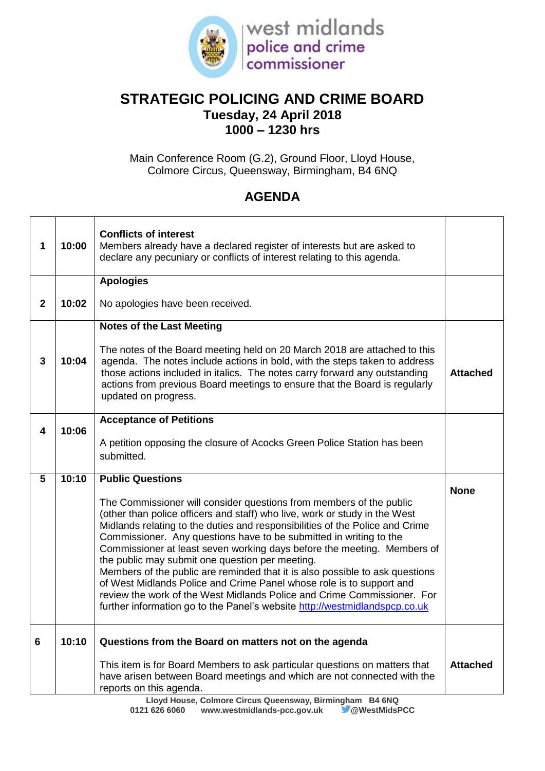# STRATEGIC POLICING AND CRIME BOARD

## Tuesday, 24 April 2018
## 1000 – 1230 hrs

Main Conference Room (G.2), Ground Floor, Lloyd House, Colmore Circus, Queensway, Birmingham, B4 6NQ

## AGENDA

| | | | |
|---|---|---|---|
| 1 | 10:00 | **Conflicts of interest**<br>Members already have a declared register of interests but are asked to declare any pecuniary or conflicts of interest relating to this agenda. | |
| 2 | 10:02 | **Apologies**<br><br>No apologies have been received. | |
| 3 | 10:04 | **Notes of the Last Meeting**<br><br>The notes of the Board meeting held on 20 March 2018 are attached to this agenda. The notes include actions in bold, with the steps taken to address those actions included in italics. The notes carry forward any outstanding actions from previous Board meetings to ensure that the Board is regularly updated on progress. | **Attached** |
| 4 | 10:06 | **Acceptance of Petitions**<br><br>A petition opposing the closure of Acocks Green Police Station has been submitted. | |
| 5 | 10:10 | **Public Questions**<br><br>The Commissioner will consider questions from members of the public (other than police officers and staff) who live, work or study in the West Midlands relating to the duties and responsibilities of the Police and Crime Commissioner. Any questions have to be submitted in writing to the Commissioner at least seven working days before the meeting. Members of the public may submit one question per meeting.<br>Members of the public are reminded that it is also possible to ask questions of West Midlands Police and Crime Panel whose role is to support and review the work of the West Midlands Police and Crime Commissioner. For further information go to the Panel's website http://westmidlandspcp.co.uk | **None** |
| 6 | 10:10 | **Questions from the Board on matters not on the agenda**<br><br>This item is for Board Members to ask particular questions on matters that have arisen between Board meetings and which are not connected with the reports on this agenda. | **Attached** |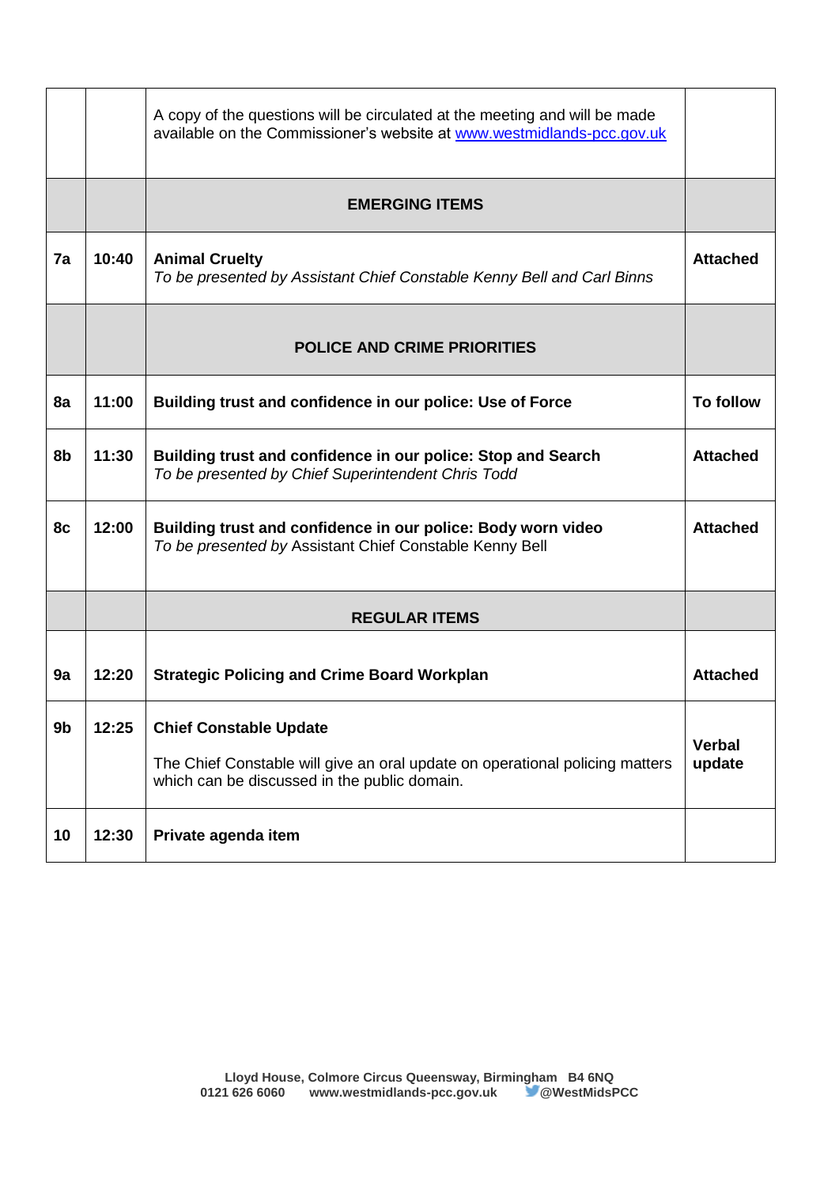| | | | |
|---|---|---|---|
| | | A copy of the questions will be circulated at the meeting and will be made available on the Commissioner's website at [www.westmidlands-pcc.gov.uk](http://www.westmidlands-pcc.gov.uk) | |
| | | **EMERGING ITEMS** | |
| **7a** | **10:40** | **Animal Cruelty**<br>*To be presented by Assistant Chief Constable Kenny Bell and Carl Binns* | **Attached** |
| | | **POLICE AND CRIME PRIORITIES** | |
| **8a** | **11:00** | **Building trust and confidence in our police: Use of Force** | **To follow** |
| **8b** | **11:30** | **Building trust and confidence in our police: Stop and Search**<br>*To be presented by Chief Superintendent Chris Todd* | **Attached** |
| **8c** | **12:00** | **Building trust and confidence in our police: Body worn video**<br>*To be presented by* Assistant Chief Constable Kenny Bell | **Attached** |
| | | **REGULAR ITEMS** | |
| **9a** | **12:20** | **Strategic Policing and Crime Board Workplan** | **Attached** |
| **9b** | **12:25** | **Chief Constable Update**<br>The Chief Constable will give an oral update on operational policing matters which can be discussed in the public domain. | **Verbal update** |
| **10** | **12:30** | **Private agenda item** | |

**Lloyd House, Colmore Circus Queensway, Birmingham B4 6NQ**
**0121 626 6060 www.westmidlands-pcc.gov.uk @WestMidsPCC**